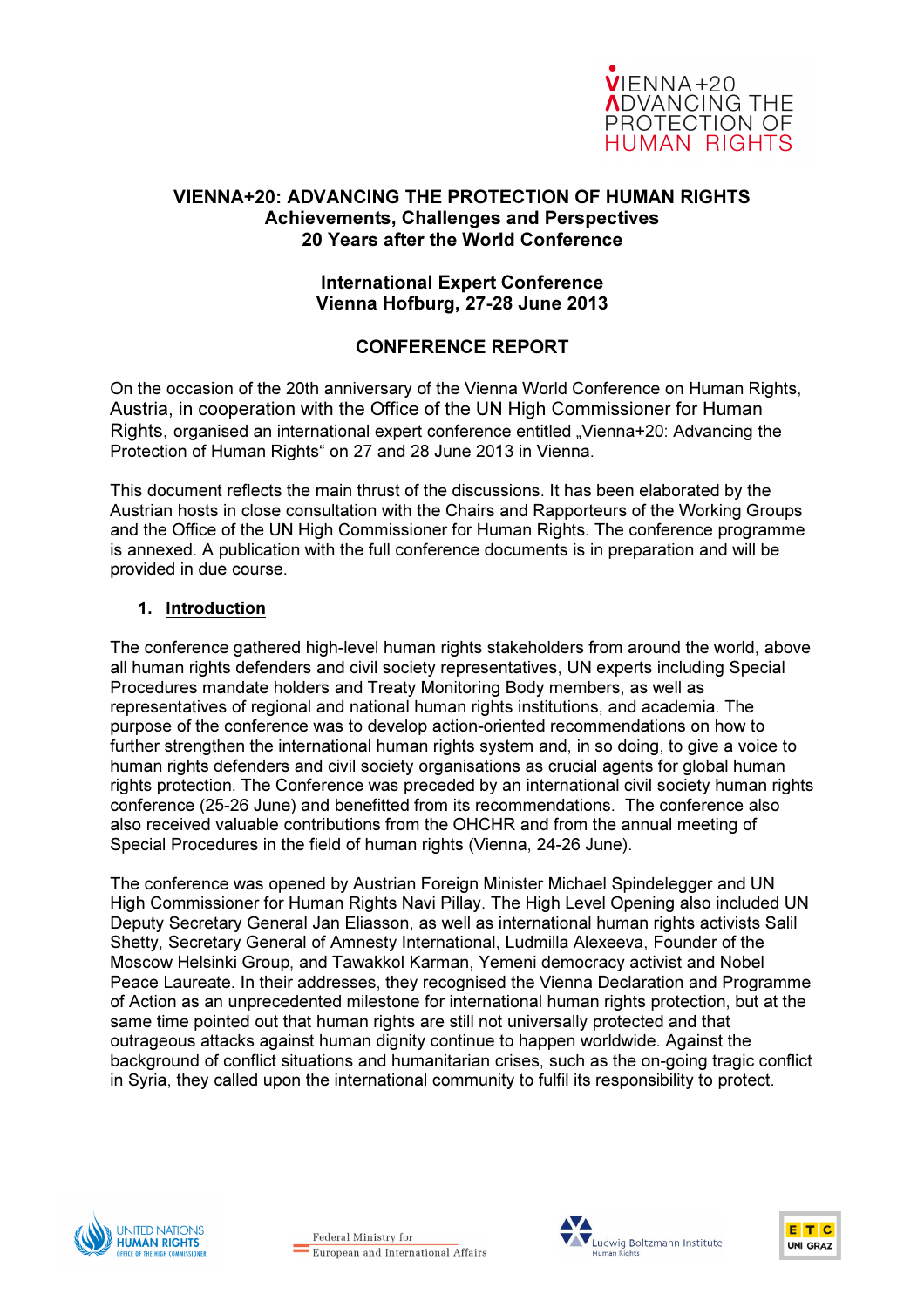VIENNA+20 ADVANCING THE PROTECTION OF HUMAN RIGHTS

# VIENNA+20: ADVANCING THE PROTECTION OF HUMAN RIGHTS
**Achievements, Challenges and Perspectives**
**20 Years after the World Conference**

**International Expert Conference**
**Vienna Hofburg, 27-28 June 2013**

## CONFERENCE REPORT

On the occasion of the 20th anniversary of the Vienna World Conference on Human Rights, Austria, in cooperation with the Office of the UN High Commissioner for Human Rights, organised an international expert conference entitled „Vienna+20: Advancing the Protection of Human Rights" on 27 and 28 June 2013 in Vienna.

This document reflects the main thrust of the discussions. It has been elaborated by the Austrian hosts in close consultation with the Chairs and Rapporteurs of the Working Groups and the Office of the UN High Commissioner for Human Rights. The conference programme is annexed. A publication with the full conference documents is in preparation and will be provided in due course.

### 1. Introduction

The conference gathered high-level human rights stakeholders from around the world, above all human rights defenders and civil society representatives, UN experts including Special Procedures mandate holders and Treaty Monitoring Body members, as well as representatives of regional and national human rights institutions, and academia. The purpose of the conference was to develop action-oriented recommendations on how to further strengthen the international human rights system and, in so doing, to give a voice to human rights defenders and civil society organisations as crucial agents for global human rights protection. The Conference was preceded by an international civil society human rights conference (25-26 June) and benefitted from its recommendations. The conference also also received valuable contributions from the OHCHR and from the annual meeting of Special Procedures in the field of human rights (Vienna, 24-26 June).

The conference was opened by Austrian Foreign Minister Michael Spindelegger and UN High Commissioner for Human Rights Navi Pillay. The High Level Opening also included UN Deputy Secretary General Jan Eliasson, as well as international human rights activists Salil Shetty, Secretary General of Amnesty International, Ludmilla Alexeeva, Founder of the Moscow Helsinki Group, and Tawakkol Karman, Yemeni democracy activist and Nobel Peace Laureate. In their addresses, they recognised the Vienna Declaration and Programme of Action as an unprecedented milestone for international human rights protection, but at the same time pointed out that human rights are still not universally protected and that outrageous attacks against human dignity continue to happen worldwide. Against the background of conflict situations and humanitarian crises, such as the on-going tragic conflict in Syria, they called upon the international community to fulfil its responsibility to protect.

United Nations Human Rights Office of the High Commissioner | Federal Ministry for European and International Affairs | Ludwig Boltzmann Institute Human Rights | ETC Uni Graz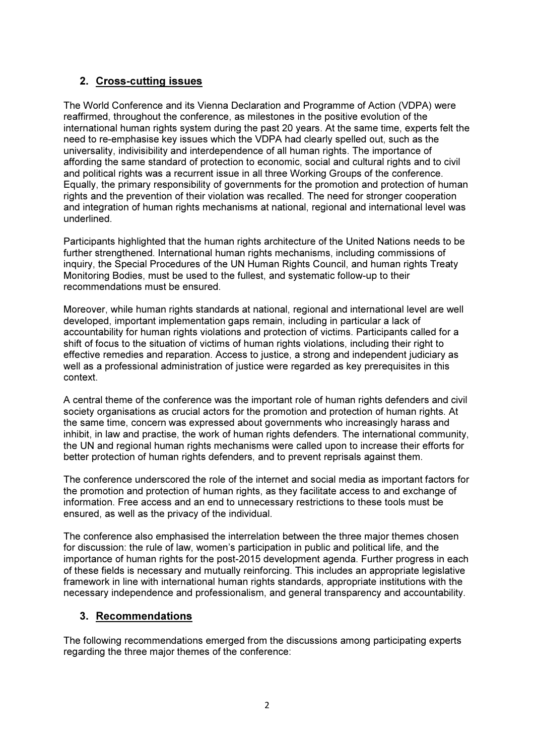## 2. Cross-cutting issues

The World Conference and its Vienna Declaration and Programme of Action (VDPA) were reaffirmed, throughout the conference, as milestones in the positive evolution of the international human rights system during the past 20 years. At the same time, experts felt the need to re-emphasise key issues which the VDPA had clearly spelled out, such as the universality, indivisibility and interdependence of all human rights. The importance of affording the same standard of protection to economic, social and cultural rights and to civil and political rights was a recurrent issue in all three Working Groups of the conference. Equally, the primary responsibility of governments for the promotion and protection of human rights and the prevention of their violation was recalled. The need for stronger cooperation and integration of human rights mechanisms at national, regional and international level was underlined.

Participants highlighted that the human rights architecture of the United Nations needs to be further strengthened. International human rights mechanisms, including commissions of inquiry, the Special Procedures of the UN Human Rights Council, and human rights Treaty Monitoring Bodies, must be used to the fullest, and systematic follow-up to their recommendations must be ensured.

Moreover, while human rights standards at national, regional and international level are well developed, important implementation gaps remain, including in particular a lack of accountability for human rights violations and protection of victims. Participants called for a shift of focus to the situation of victims of human rights violations, including their right to effective remedies and reparation. Access to justice, a strong and independent judiciary as well as a professional administration of justice were regarded as key prerequisites in this context.

A central theme of the conference was the important role of human rights defenders and civil society organisations as crucial actors for the promotion and protection of human rights. At the same time, concern was expressed about governments who increasingly harass and inhibit, in law and practise, the work of human rights defenders. The international community, the UN and regional human rights mechanisms were called upon to increase their efforts for better protection of human rights defenders, and to prevent reprisals against them.

The conference underscored the role of the internet and social media as important factors for the promotion and protection of human rights, as they facilitate access to and exchange of information. Free access and an end to unnecessary restrictions to these tools must be ensured, as well as the privacy of the individual.

The conference also emphasised the interrelation between the three major themes chosen for discussion: the rule of law, women's participation in public and political life, and the importance of human rights for the post-2015 development agenda. Further progress in each of these fields is necessary and mutually reinforcing. This includes an appropriate legislative framework in line with international human rights standards, appropriate institutions with the necessary independence and professionalism, and general transparency and accountability.

## 3. Recommendations

The following recommendations emerged from the discussions among participating experts regarding the three major themes of the conference: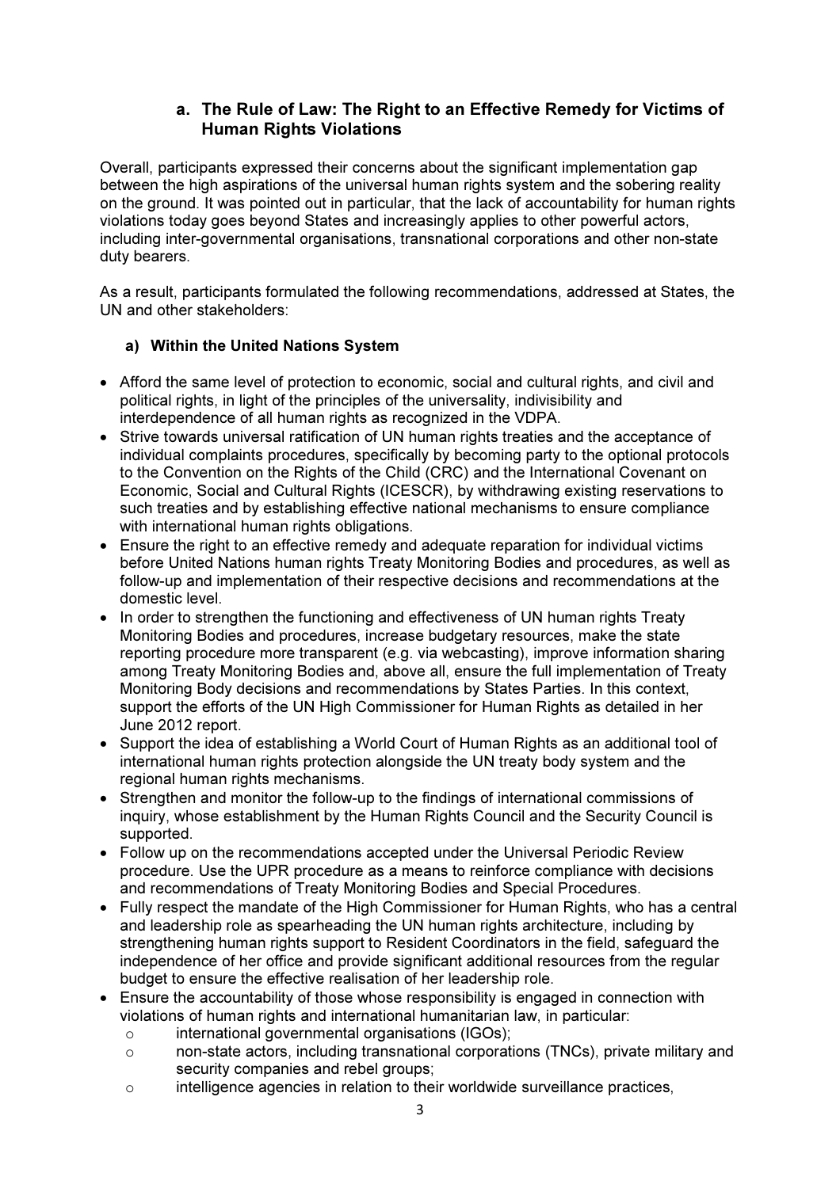### a. The Rule of Law: The Right to an Effective Remedy for Victims of Human Rights Violations

Overall, participants expressed their concerns about the significant implementation gap between the high aspirations of the universal human rights system and the sobering reality on the ground. It was pointed out in particular, that the lack of accountability for human rights violations today goes beyond States and increasingly applies to other powerful actors, including inter-governmental organisations, transnational corporations and other non-state duty bearers.

As a result, participants formulated the following recommendations, addressed at States, the UN and other stakeholders:

#### a) Within the United Nations System

- Afford the same level of protection to economic, social and cultural rights, and civil and political rights, in light of the principles of the universality, indivisibility and interdependence of all human rights as recognized in the VDPA.
- Strive towards universal ratification of UN human rights treaties and the acceptance of individual complaints procedures, specifically by becoming party to the optional protocols to the Convention on the Rights of the Child (CRC) and the International Covenant on Economic, Social and Cultural Rights (ICESCR), by withdrawing existing reservations to such treaties and by establishing effective national mechanisms to ensure compliance with international human rights obligations.
- Ensure the right to an effective remedy and adequate reparation for individual victims before United Nations human rights Treaty Monitoring Bodies and procedures, as well as follow-up and implementation of their respective decisions and recommendations at the domestic level.
- In order to strengthen the functioning and effectiveness of UN human rights Treaty Monitoring Bodies and procedures, increase budgetary resources, make the state reporting procedure more transparent (e.g. via webcasting), improve information sharing among Treaty Monitoring Bodies and, above all, ensure the full implementation of Treaty Monitoring Body decisions and recommendations by States Parties. In this context, support the efforts of the UN High Commissioner for Human Rights as detailed in her June 2012 report.
- Support the idea of establishing a World Court of Human Rights as an additional tool of international human rights protection alongside the UN treaty body system and the regional human rights mechanisms.
- Strengthen and monitor the follow-up to the findings of international commissions of inquiry, whose establishment by the Human Rights Council and the Security Council is supported.
- Follow up on the recommendations accepted under the Universal Periodic Review procedure. Use the UPR procedure as a means to reinforce compliance with decisions and recommendations of Treaty Monitoring Bodies and Special Procedures.
- Fully respect the mandate of the High Commissioner for Human Rights, who has a central and leadership role as spearheading the UN human rights architecture, including by strengthening human rights support to Resident Coordinators in the field, safeguard the independence of her office and provide significant additional resources from the regular budget to ensure the effective realisation of her leadership role.
- Ensure the accountability of those whose responsibility is engaged in connection with violations of human rights and international humanitarian law, in particular:
  - international governmental organisations (IGOs);
  - non-state actors, including transnational corporations (TNCs), private military and security companies and rebel groups;
  - intelligence agencies in relation to their worldwide surveillance practices,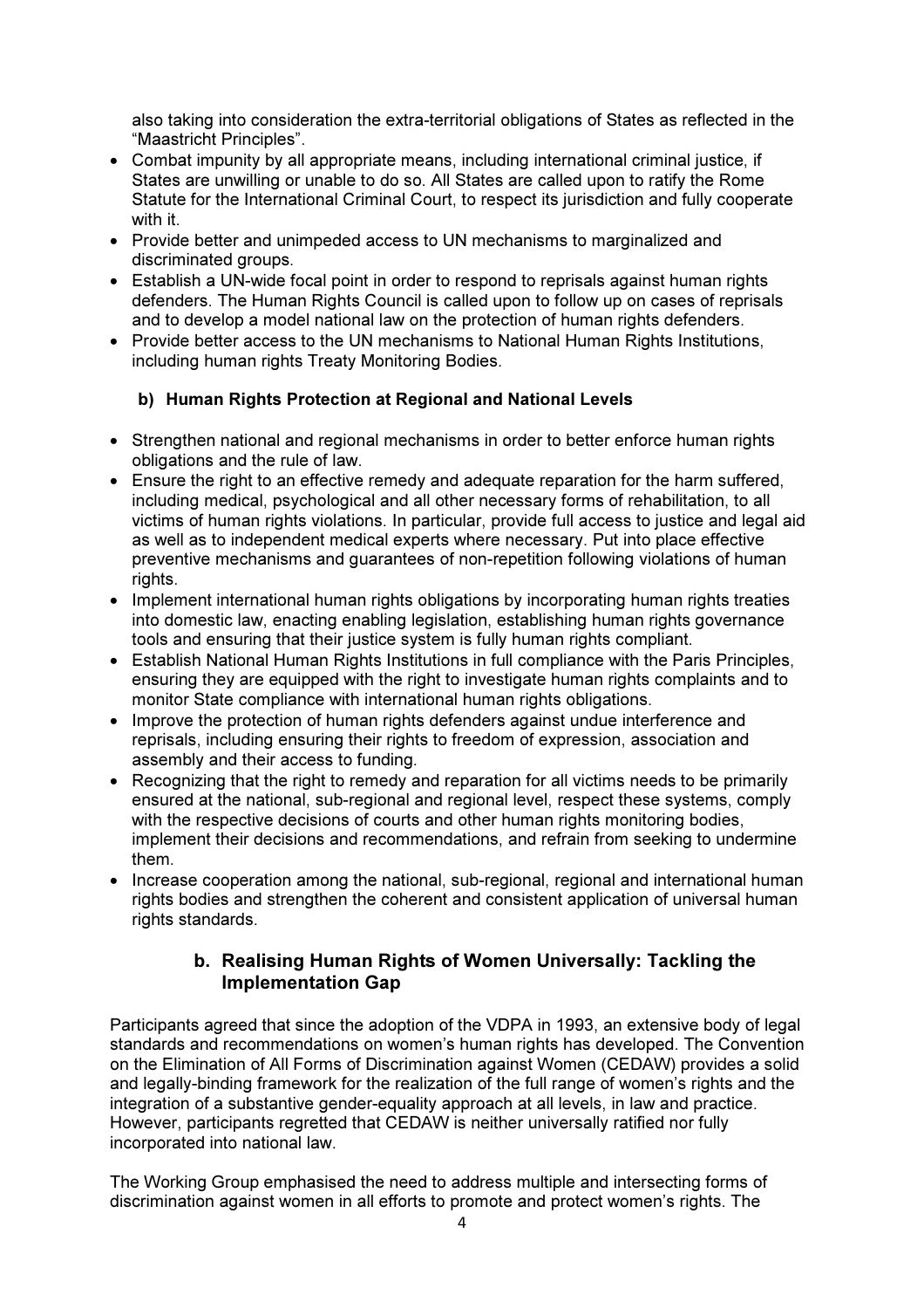also taking into consideration the extra-territorial obligations of States as reflected in the "Maastricht Principles".

- Combat impunity by all appropriate means, including international criminal justice, if States are unwilling or unable to do so. All States are called upon to ratify the Rome Statute for the International Criminal Court, to respect its jurisdiction and fully cooperate with it.
- Provide better and unimpeded access to UN mechanisms to marginalized and discriminated groups.
- Establish a UN-wide focal point in order to respond to reprisals against human rights defenders. The Human Rights Council is called upon to follow up on cases of reprisals and to develop a model national law on the protection of human rights defenders.
- Provide better access to the UN mechanisms to National Human Rights Institutions, including human rights Treaty Monitoring Bodies.

### b) Human Rights Protection at Regional and National Levels

- Strengthen national and regional mechanisms in order to better enforce human rights obligations and the rule of law.
- Ensure the right to an effective remedy and adequate reparation for the harm suffered, including medical, psychological and all other necessary forms of rehabilitation, to all victims of human rights violations. In particular, provide full access to justice and legal aid as well as to independent medical experts where necessary. Put into place effective preventive mechanisms and guarantees of non-repetition following violations of human rights.
- Implement international human rights obligations by incorporating human rights treaties into domestic law, enacting enabling legislation, establishing human rights governance tools and ensuring that their justice system is fully human rights compliant.
- Establish National Human Rights Institutions in full compliance with the Paris Principles, ensuring they are equipped with the right to investigate human rights complaints and to monitor State compliance with international human rights obligations.
- Improve the protection of human rights defenders against undue interference and reprisals, including ensuring their rights to freedom of expression, association and assembly and their access to funding.
- Recognizing that the right to remedy and reparation for all victims needs to be primarily ensured at the national, sub-regional and regional level, respect these systems, comply with the respective decisions of courts and other human rights monitoring bodies, implement their decisions and recommendations, and refrain from seeking to undermine them.
- Increase cooperation among the national, sub-regional, regional and international human rights bodies and strengthen the coherent and consistent application of universal human rights standards.

## b. Realising Human Rights of Women Universally: Tackling the Implementation Gap

Participants agreed that since the adoption of the VDPA in 1993, an extensive body of legal standards and recommendations on women's human rights has developed. The Convention on the Elimination of All Forms of Discrimination against Women (CEDAW) provides a solid and legally-binding framework for the realization of the full range of women's rights and the integration of a substantive gender-equality approach at all levels, in law and practice. However, participants regretted that CEDAW is neither universally ratified nor fully incorporated into national law.

The Working Group emphasised the need to address multiple and intersecting forms of discrimination against women in all efforts to promote and protect women's rights. The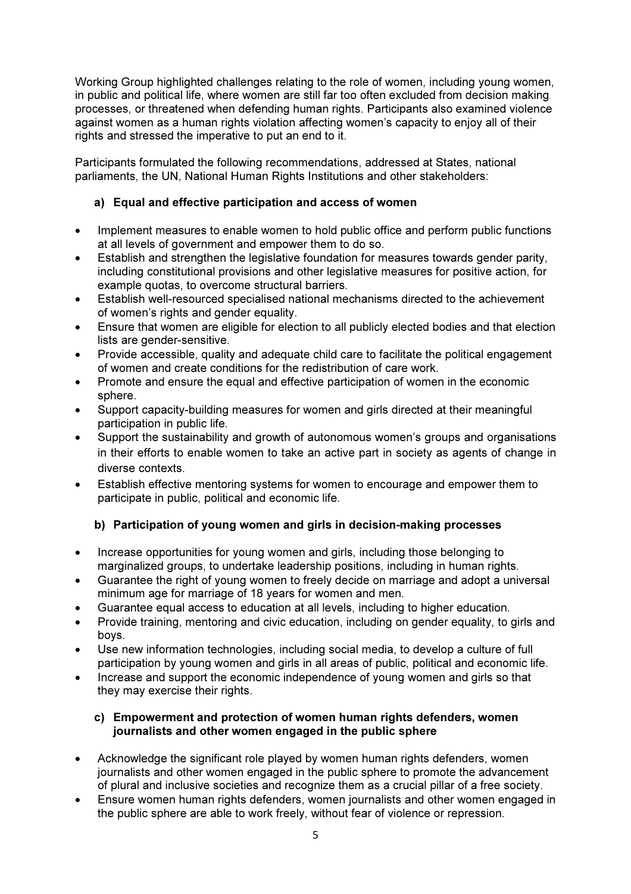Working Group highlighted challenges relating to the role of women, including young women, in public and political life, where women are still far too often excluded from decision making processes, or threatened when defending human rights. Participants also examined violence against women as a human rights violation affecting women's capacity to enjoy all of their rights and stressed the imperative to put an end to it.

Participants formulated the following recommendations, addressed at States, national parliaments, the UN, National Human Rights Institutions and other stakeholders:

**a) Equal and effective participation and access of women**

- Implement measures to enable women to hold public office and perform public functions at all levels of government and empower them to do so.
- Establish and strengthen the legislative foundation for measures towards gender parity, including constitutional provisions and other legislative measures for positive action, for example quotas, to overcome structural barriers.
- Establish well-resourced specialised national mechanisms directed to the achievement of women's rights and gender equality.
- Ensure that women are eligible for election to all publicly elected bodies and that election lists are gender-sensitive.
- Provide accessible, quality and adequate child care to facilitate the political engagement of women and create conditions for the redistribution of care work.
- Promote and ensure the equal and effective participation of women in the economic sphere.
- Support capacity-building measures for women and girls directed at their meaningful participation in public life.
- Support the sustainability and growth of autonomous women's groups and organisations in their efforts to enable women to take an active part in society as agents of change in diverse contexts.
- Establish effective mentoring systems for women to encourage and empower them to participate in public, political and economic life.

**b) Participation of young women and girls in decision-making processes**

- Increase opportunities for young women and girls, including those belonging to marginalized groups, to undertake leadership positions, including in human rights.
- Guarantee the right of young women to freely decide on marriage and adopt a universal minimum age for marriage of 18 years for women and men.
- Guarantee equal access to education at all levels, including to higher education.
- Provide training, mentoring and civic education, including on gender equality, to girls and boys.
- Use new information technologies, including social media, to develop a culture of full participation by young women and girls in all areas of public, political and economic life.
- Increase and support the economic independence of young women and girls so that they may exercise their rights.

**c) Empowerment and protection of women human rights defenders, women journalists and other women engaged in the public sphere**

- Acknowledge the significant role played by women human rights defenders, women journalists and other women engaged in the public sphere to promote the advancement of plural and inclusive societies and recognize them as a crucial pillar of a free society.
- Ensure women human rights defenders, women journalists and other women engaged in the public sphere are able to work freely, without fear of violence or repression.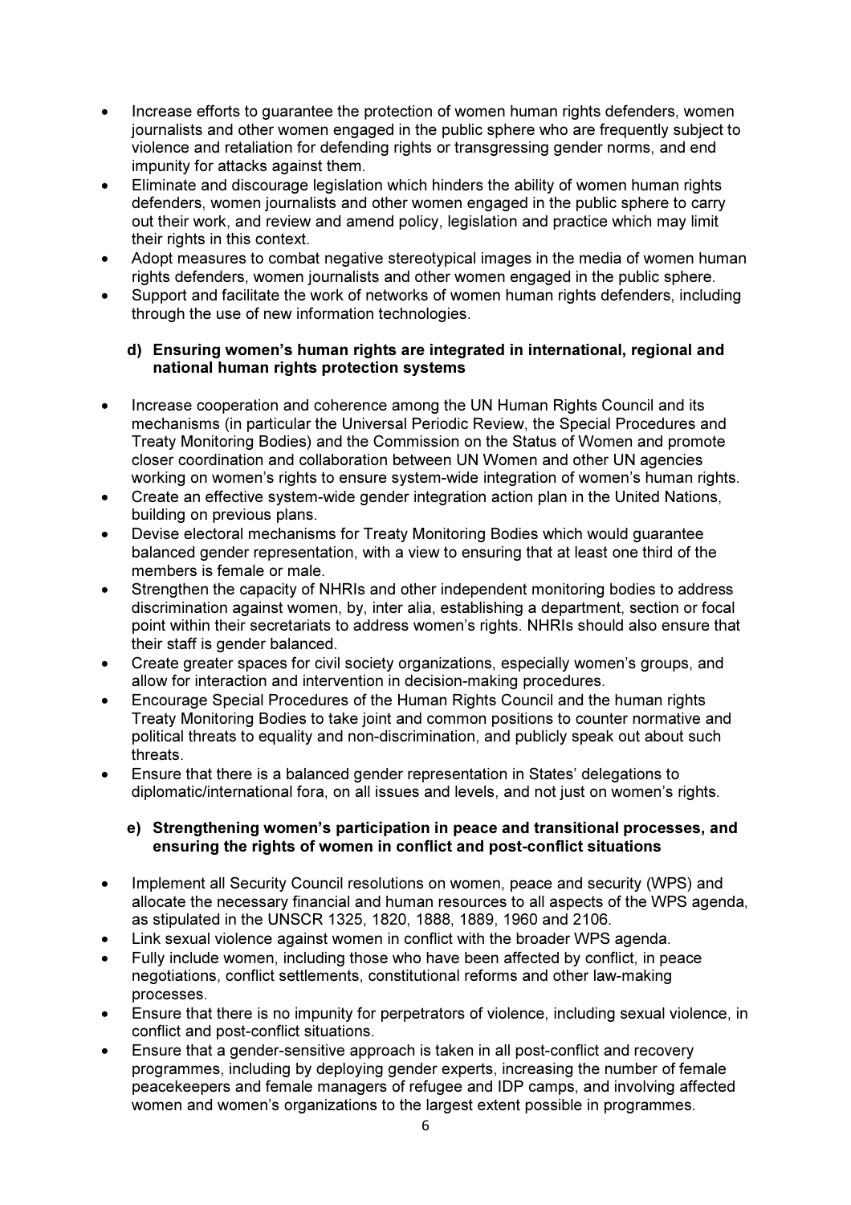- Increase efforts to guarantee the protection of women human rights defenders, women journalists and other women engaged in the public sphere who are frequently subject to violence and retaliation for defending rights or transgressing gender norms, and end impunity for attacks against them.
- Eliminate and discourage legislation which hinders the ability of women human rights defenders, women journalists and other women engaged in the public sphere to carry out their work, and review and amend policy, legislation and practice which may limit their rights in this context.
- Adopt measures to combat negative stereotypical images in the media of women human rights defenders, women journalists and other women engaged in the public sphere.
- Support and facilitate the work of networks of women human rights defenders, including through the use of new information technologies.

### d) Ensuring women's human rights are integrated in international, regional and national human rights protection systems

- Increase cooperation and coherence among the UN Human Rights Council and its mechanisms (in particular the Universal Periodic Review, the Special Procedures and Treaty Monitoring Bodies) and the Commission on the Status of Women and promote closer coordination and collaboration between UN Women and other UN agencies working on women's rights to ensure system-wide integration of women's human rights.
- Create an effective system-wide gender integration action plan in the United Nations, building on previous plans.
- Devise electoral mechanisms for Treaty Monitoring Bodies which would guarantee balanced gender representation, with a view to ensuring that at least one third of the members is female or male.
- Strengthen the capacity of NHRIs and other independent monitoring bodies to address discrimination against women, by, inter alia, establishing a department, section or focal point within their secretariats to address women's rights. NHRIs should also ensure that their staff is gender balanced.
- Create greater spaces for civil society organizations, especially women's groups, and allow for interaction and intervention in decision-making procedures.
- Encourage Special Procedures of the Human Rights Council and the human rights Treaty Monitoring Bodies to take joint and common positions to counter normative and political threats to equality and non-discrimination, and publicly speak out about such threats.
- Ensure that there is a balanced gender representation in States' delegations to diplomatic/international fora, on all issues and levels, and not just on women's rights.

### e) Strengthening women's participation in peace and transitional processes, and ensuring the rights of women in conflict and post-conflict situations

- Implement all Security Council resolutions on women, peace and security (WPS) and allocate the necessary financial and human resources to all aspects of the WPS agenda, as stipulated in the UNSCR 1325, 1820, 1888, 1889, 1960 and 2106.
- Link sexual violence against women in conflict with the broader WPS agenda.
- Fully include women, including those who have been affected by conflict, in peace negotiations, conflict settlements, constitutional reforms and other law-making processes.
- Ensure that there is no impunity for perpetrators of violence, including sexual violence, in conflict and post-conflict situations.
- Ensure that a gender-sensitive approach is taken in all post-conflict and recovery programmes, including by deploying gender experts, increasing the number of female peacekeepers and female managers of refugee and IDP camps, and involving affected women and women's organizations to the largest extent possible in programmes.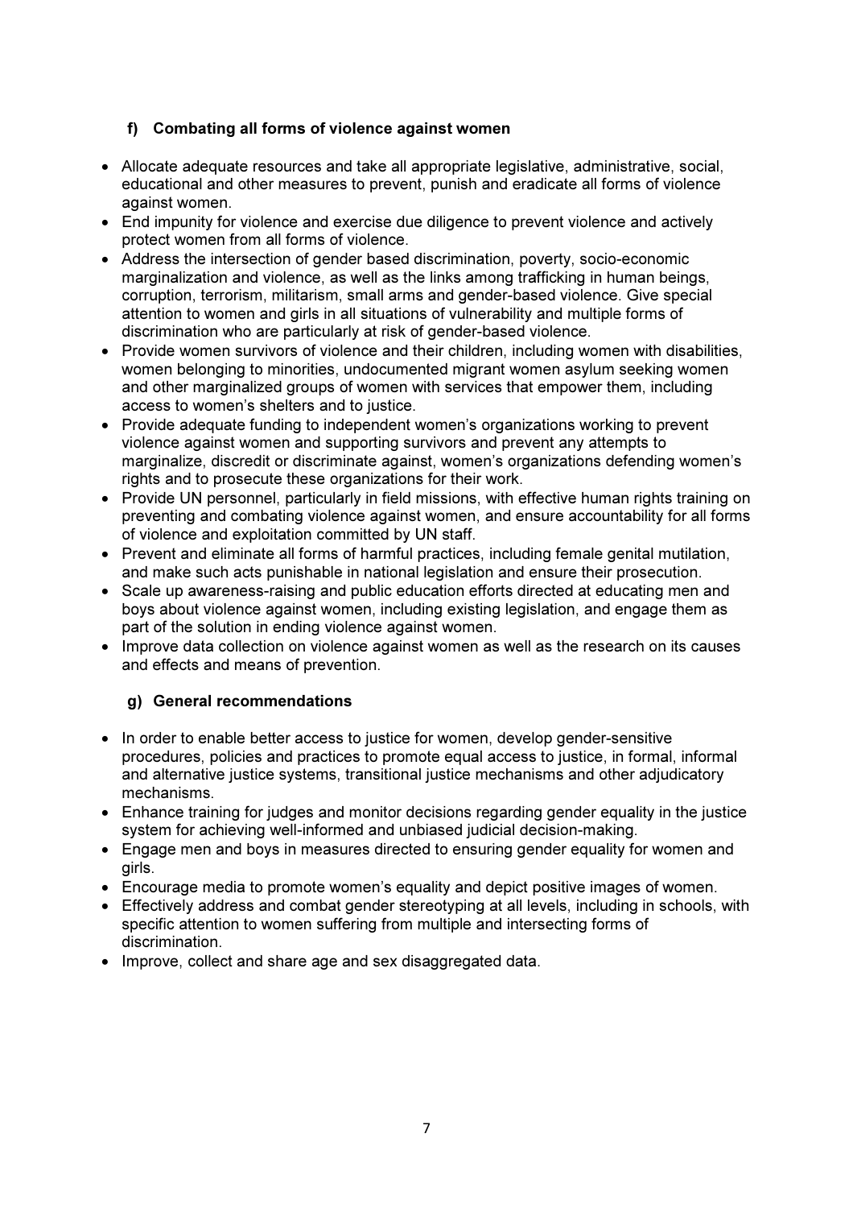### f) Combating all forms of violence against women

- Allocate adequate resources and take all appropriate legislative, administrative, social, educational and other measures to prevent, punish and eradicate all forms of violence against women.
- End impunity for violence and exercise due diligence to prevent violence and actively protect women from all forms of violence.
- Address the intersection of gender based discrimination, poverty, socio-economic marginalization and violence, as well as the links among trafficking in human beings, corruption, terrorism, militarism, small arms and gender-based violence. Give special attention to women and girls in all situations of vulnerability and multiple forms of discrimination who are particularly at risk of gender-based violence.
- Provide women survivors of violence and their children, including women with disabilities, women belonging to minorities, undocumented migrant women asylum seeking women and other marginalized groups of women with services that empower them, including access to women's shelters and to justice.
- Provide adequate funding to independent women's organizations working to prevent violence against women and supporting survivors and prevent any attempts to marginalize, discredit or discriminate against, women's organizations defending women's rights and to prosecute these organizations for their work.
- Provide UN personnel, particularly in field missions, with effective human rights training on preventing and combating violence against women, and ensure accountability for all forms of violence and exploitation committed by UN staff.
- Prevent and eliminate all forms of harmful practices, including female genital mutilation, and make such acts punishable in national legislation and ensure their prosecution.
- Scale up awareness-raising and public education efforts directed at educating men and boys about violence against women, including existing legislation, and engage them as part of the solution in ending violence against women.
- Improve data collection on violence against women as well as the research on its causes and effects and means of prevention.

### g) General recommendations

- In order to enable better access to justice for women, develop gender-sensitive procedures, policies and practices to promote equal access to justice, in formal, informal and alternative justice systems, transitional justice mechanisms and other adjudicatory mechanisms.
- Enhance training for judges and monitor decisions regarding gender equality in the justice system for achieving well-informed and unbiased judicial decision-making.
- Engage men and boys in measures directed to ensuring gender equality for women and girls.
- Encourage media to promote women's equality and depict positive images of women.
- Effectively address and combat gender stereotyping at all levels, including in schools, with specific attention to women suffering from multiple and intersecting forms of discrimination.
- Improve, collect and share age and sex disaggregated data.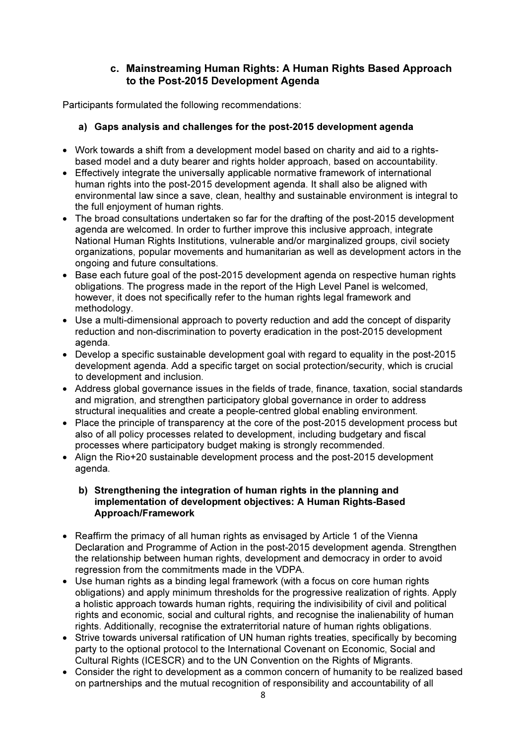### c. Mainstreaming Human Rights: A Human Rights Based Approach to the Post-2015 Development Agenda

Participants formulated the following recommendations:

#### a) Gaps analysis and challenges for the post-2015 development agenda

- Work towards a shift from a development model based on charity and aid to a rights-based model and a duty bearer and rights holder approach, based on accountability.
- Effectively integrate the universally applicable normative framework of international human rights into the post-2015 development agenda. It shall also be aligned with environmental law since a save, clean, healthy and sustainable environment is integral to the full enjoyment of human rights.
- The broad consultations undertaken so far for the drafting of the post-2015 development agenda are welcomed. In order to further improve this inclusive approach, integrate National Human Rights Institutions, vulnerable and/or marginalized groups, civil society organizations, popular movements and humanitarian as well as development actors in the ongoing and future consultations.
- Base each future goal of the post-2015 development agenda on respective human rights obligations. The progress made in the report of the High Level Panel is welcomed, however, it does not specifically refer to the human rights legal framework and methodology.
- Use a multi-dimensional approach to poverty reduction and add the concept of disparity reduction and non-discrimination to poverty eradication in the post-2015 development agenda.
- Develop a specific sustainable development goal with regard to equality in the post-2015 development agenda. Add a specific target on social protection/security, which is crucial to development and inclusion.
- Address global governance issues in the fields of trade, finance, taxation, social standards and migration, and strengthen participatory global governance in order to address structural inequalities and create a people-centred global enabling environment.
- Place the principle of transparency at the core of the post-2015 development process but also of all policy processes related to development, including budgetary and fiscal processes where participatory budget making is strongly recommended.
- Align the Rio+20 sustainable development process and the post-2015 development agenda.

#### b) Strengthening the integration of human rights in the planning and implementation of development objectives: A Human Rights-Based Approach/Framework

- Reaffirm the primacy of all human rights as envisaged by Article 1 of the Vienna Declaration and Programme of Action in the post-2015 development agenda. Strengthen the relationship between human rights, development and democracy in order to avoid regression from the commitments made in the VDPA.
- Use human rights as a binding legal framework (with a focus on core human rights obligations) and apply minimum thresholds for the progressive realization of rights. Apply a holistic approach towards human rights, requiring the indivisibility of civil and political rights and economic, social and cultural rights, and recognise the inalienability of human rights. Additionally, recognise the extraterritorial nature of human rights obligations.
- Strive towards universal ratification of UN human rights treaties, specifically by becoming party to the optional protocol to the International Covenant on Economic, Social and Cultural Rights (ICESCR) and to the UN Convention on the Rights of Migrants.
- Consider the right to development as a common concern of humanity to be realized based on partnerships and the mutual recognition of responsibility and accountability of all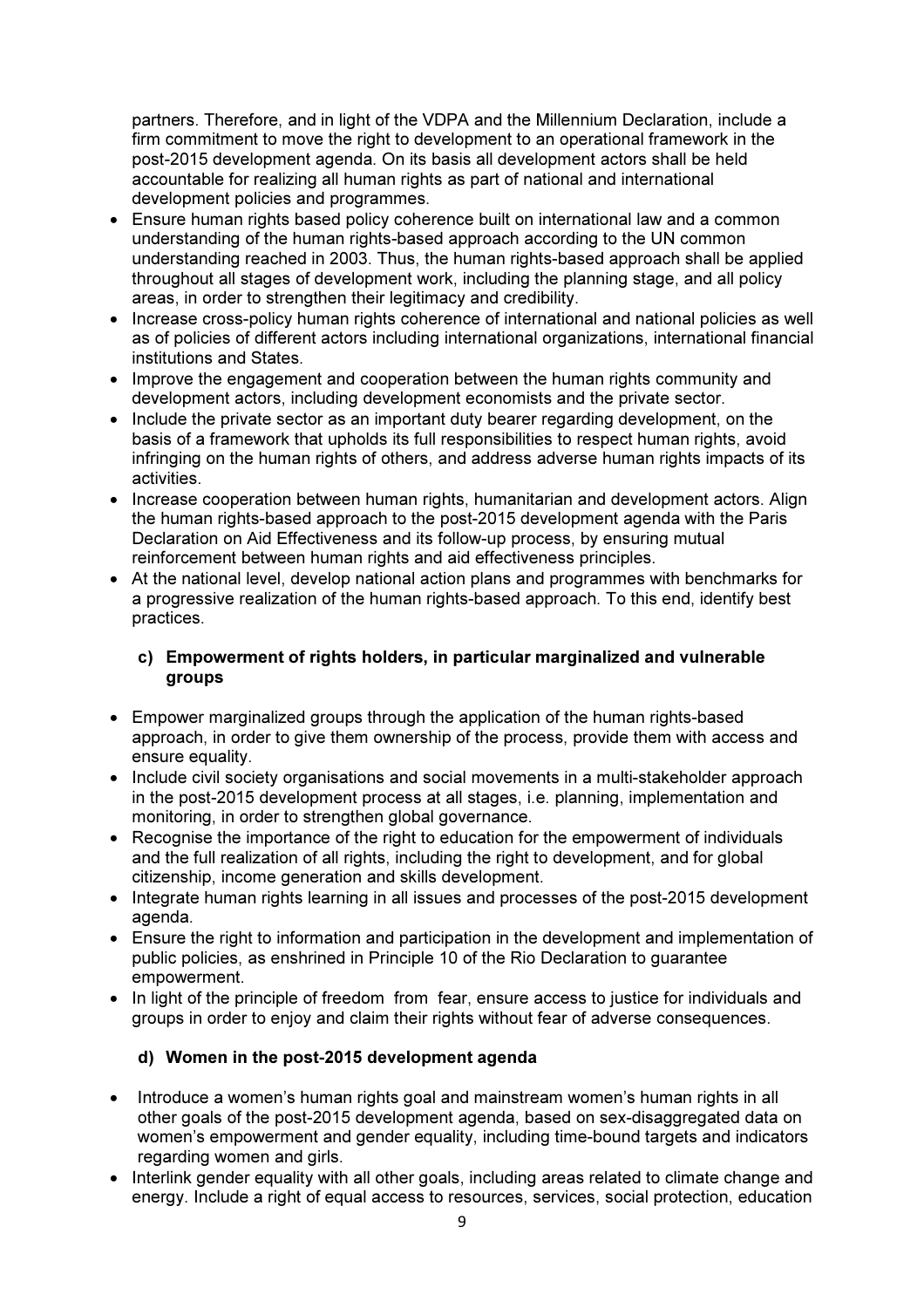partners. Therefore, and in light of the VDPA and the Millennium Declaration, include a firm commitment to move the right to development to an operational framework in the post-2015 development agenda. On its basis all development actors shall be held accountable for realizing all human rights as part of national and international development policies and programmes.

- Ensure human rights based policy coherence built on international law and a common understanding of the human rights-based approach according to the UN common understanding reached in 2003. Thus, the human rights-based approach shall be applied throughout all stages of development work, including the planning stage, and all policy areas, in order to strengthen their legitimacy and credibility.
- Increase cross-policy human rights coherence of international and national policies as well as of policies of different actors including international organizations, international financial institutions and States.
- Improve the engagement and cooperation between the human rights community and development actors, including development economists and the private sector.
- Include the private sector as an important duty bearer regarding development, on the basis of a framework that upholds its full responsibilities to respect human rights, avoid infringing on the human rights of others, and address adverse human rights impacts of its activities.
- Increase cooperation between human rights, humanitarian and development actors. Align the human rights-based approach to the post-2015 development agenda with the Paris Declaration on Aid Effectiveness and its follow-up process, by ensuring mutual reinforcement between human rights and aid effectiveness principles.
- At the national level, develop national action plans and programmes with benchmarks for a progressive realization of the human rights-based approach. To this end, identify best practices.

#### c) Empowerment of rights holders, in particular marginalized and vulnerable groups

- Empower marginalized groups through the application of the human rights-based approach, in order to give them ownership of the process, provide them with access and ensure equality.
- Include civil society organisations and social movements in a multi-stakeholder approach in the post-2015 development process at all stages, i.e. planning, implementation and monitoring, in order to strengthen global governance.
- Recognise the importance of the right to education for the empowerment of individuals and the full realization of all rights, including the right to development, and for global citizenship, income generation and skills development.
- Integrate human rights learning in all issues and processes of the post-2015 development agenda.
- Ensure the right to information and participation in the development and implementation of public policies, as enshrined in Principle 10 of the Rio Declaration to guarantee empowerment.
- In light of the principle of freedom from fear, ensure access to justice for individuals and groups in order to enjoy and claim their rights without fear of adverse consequences.

#### d) Women in the post-2015 development agenda

- Introduce a women's human rights goal and mainstream women's human rights in all other goals of the post-2015 development agenda, based on sex-disaggregated data on women's empowerment and gender equality, including time-bound targets and indicators regarding women and girls.
- Interlink gender equality with all other goals, including areas related to climate change and energy. Include a right of equal access to resources, services, social protection, education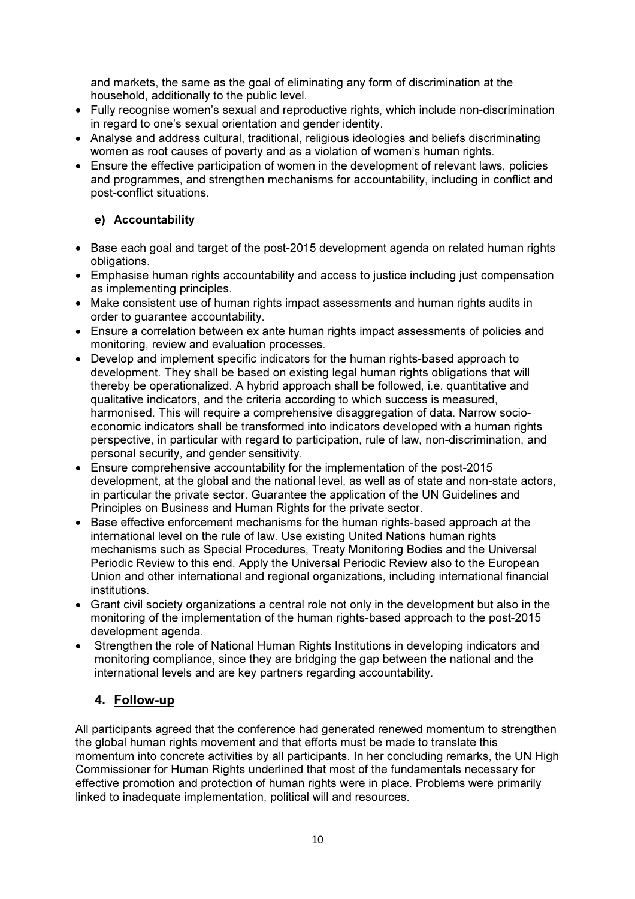and markets, the same as the goal of eliminating any form of discrimination at the household, additionally to the public level.

- Fully recognise women's sexual and reproductive rights, which include non-discrimination in regard to one's sexual orientation and gender identity.
- Analyse and address cultural, traditional, religious ideologies and beliefs discriminating women as root causes of poverty and as a violation of women's human rights.
- Ensure the effective participation of women in the development of relevant laws, policies and programmes, and strengthen mechanisms for accountability, including in conflict and post-conflict situations.

#### e) Accountability

- Base each goal and target of the post-2015 development agenda on related human rights obligations.
- Emphasise human rights accountability and access to justice including just compensation as implementing principles.
- Make consistent use of human rights impact assessments and human rights audits in order to guarantee accountability.
- Ensure a correlation between ex ante human rights impact assessments of policies and monitoring, review and evaluation processes.
- Develop and implement specific indicators for the human rights-based approach to development. They shall be based on existing legal human rights obligations that will thereby be operationalized. A hybrid approach shall be followed, i.e. quantitative and qualitative indicators, and the criteria according to which success is measured, harmonised. This will require a comprehensive disaggregation of data. Narrow socio-economic indicators shall be transformed into indicators developed with a human rights perspective, in particular with regard to participation, rule of law, non-discrimination, and personal security, and gender sensitivity.
- Ensure comprehensive accountability for the implementation of the post-2015 development, at the global and the national level, as well as of state and non-state actors, in particular the private sector. Guarantee the application of the UN Guidelines and Principles on Business and Human Rights for the private sector.
- Base effective enforcement mechanisms for the human rights-based approach at the international level on the rule of law. Use existing United Nations human rights mechanisms such as Special Procedures, Treaty Monitoring Bodies and the Universal Periodic Review to this end. Apply the Universal Periodic Review also to the European Union and other international and regional organizations, including international financial institutions.
- Grant civil society organizations a central role not only in the development but also in the monitoring of the implementation of the human rights-based approach to the post-2015 development agenda.
- Strengthen the role of National Human Rights Institutions in developing indicators and monitoring compliance, since they are bridging the gap between the national and the international levels and are key partners regarding accountability.

## 4. Follow-up

All participants agreed that the conference had generated renewed momentum to strengthen the global human rights movement and that efforts must be made to translate this momentum into concrete activities by all participants. In her concluding remarks, the UN High Commissioner for Human Rights underlined that most of the fundamentals necessary for effective promotion and protection of human rights were in place. Problems were primarily linked to inadequate implementation, political will and resources.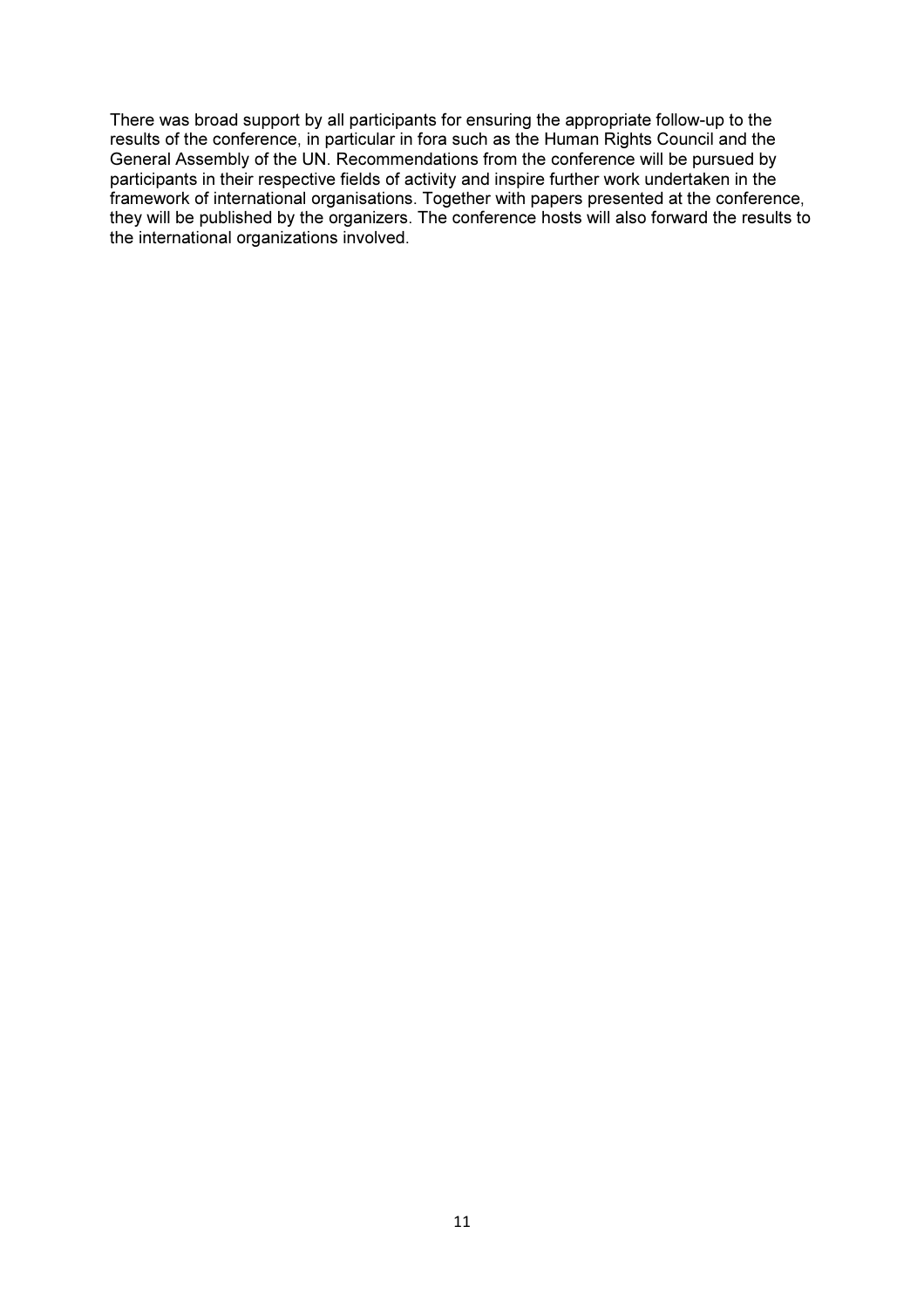There was broad support by all participants for ensuring the appropriate follow-up to the results of the conference, in particular in fora such as the Human Rights Council and the General Assembly of the UN. Recommendations from the conference will be pursued by participants in their respective fields of activity and inspire further work undertaken in the framework of international organisations. Together with papers presented at the conference, they will be published by the organizers. The conference hosts will also forward the results to the international organizations involved.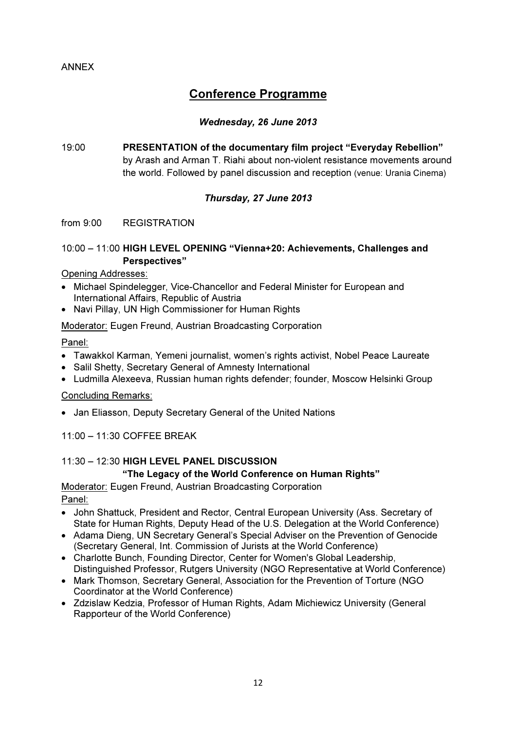ANNEX

# Conference Programme

***Wednesday, 26 June 2013***

19:00 **PRESENTATION of the documentary film project "Everyday Rebellion"** by Arash and Arman T. Riahi about non-violent resistance movements around the world. Followed by panel discussion and reception (venue: Urania Cinema)

***Thursday, 27 June 2013***

from 9:00 REGISTRATION

10:00 – 11:00 **HIGH LEVEL OPENING "Vienna+20: Achievements, Challenges and Perspectives"**

Opening Addresses:

- Michael Spindelegger, Vice-Chancellor and Federal Minister for European and International Affairs, Republic of Austria
- Navi Pillay, UN High Commissioner for Human Rights

Moderator: Eugen Freund, Austrian Broadcasting Corporation

Panel:

- Tawakkol Karman, Yemeni journalist, women's rights activist, Nobel Peace Laureate
- Salil Shetty, Secretary General of Amnesty International
- Ludmilla Alexeeva, Russian human rights defender; founder, Moscow Helsinki Group

Concluding Remarks:

- Jan Eliasson, Deputy Secretary General of the United Nations

11:00 – 11:30 COFFEE BREAK

11:30 – 12:30 **HIGH LEVEL PANEL DISCUSSION "The Legacy of the World Conference on Human Rights"**

Moderator: Eugen Freund, Austrian Broadcasting Corporation

Panel:

- John Shattuck, President and Rector, Central European University (Ass. Secretary of State for Human Rights, Deputy Head of the U.S. Delegation at the World Conference)
- Adama Dieng, UN Secretary General's Special Adviser on the Prevention of Genocide (Secretary General, Int. Commission of Jurists at the World Conference)
- Charlotte Bunch, Founding Director, Center for Women's Global Leadership, Distinguished Professor, Rutgers University (NGO Representative at World Conference)
- Mark Thomson, Secretary General, Association for the Prevention of Torture (NGO Coordinator at the World Conference)
- Zdzislaw Kedzia, Professor of Human Rights, Adam Michiewicz University (General Rapporteur of the World Conference)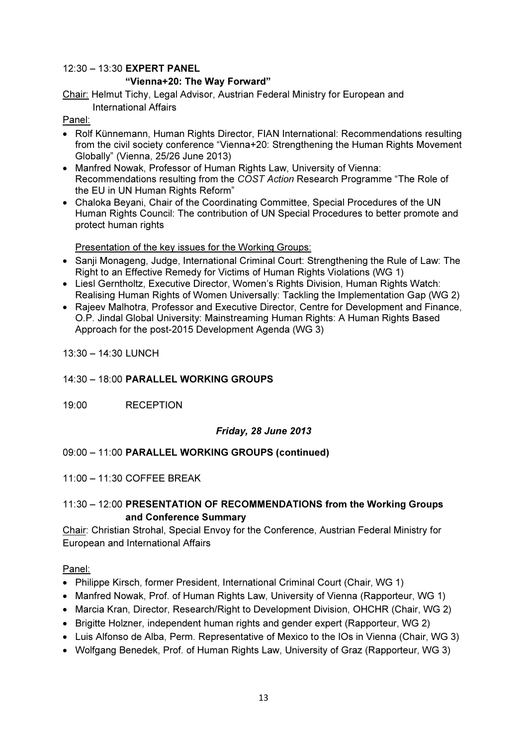12:30 – 13:30 **EXPERT PANEL**
**"Vienna+20: The Way Forward"**

Chair: Helmut Tichy, Legal Advisor, Austrian Federal Ministry for European and International Affairs

Panel:

- Rolf Künnemann, Human Rights Director, FIAN International: Recommendations resulting from the civil society conference "Vienna+20: Strengthening the Human Rights Movement Globally" (Vienna, 25/26 June 2013)
- Manfred Nowak, Professor of Human Rights Law, University of Vienna: Recommendations resulting from the *COST Action* Research Programme "The Role of the EU in UN Human Rights Reform"
- Chaloka Beyani, Chair of the Coordinating Committee, Special Procedures of the UN Human Rights Council: The contribution of UN Special Procedures to better promote and protect human rights

Presentation of the key issues for the Working Groups:

- Sanji Monageng, Judge, International Criminal Court: Strengthening the Rule of Law: The Right to an Effective Remedy for Victims of Human Rights Violations (WG 1)
- Liesl Gerntholtz, Executive Director, Women's Rights Division, Human Rights Watch: Realising Human Rights of Women Universally: Tackling the Implementation Gap (WG 2)
- Rajeev Malhotra, Professor and Executive Director, Centre for Development and Finance, O.P. Jindal Global University: Mainstreaming Human Rights: A Human Rights Based Approach for the post-2015 Development Agenda (WG 3)

13:30 – 14:30 LUNCH

14:30 – 18:00 **PARALLEL WORKING GROUPS**

19:00 RECEPTION

***Friday, 28 June 2013***

09:00 – 11:00 **PARALLEL WORKING GROUPS (continued)**

11:00 – 11:30 COFFEE BREAK

11:30 – 12:00 **PRESENTATION OF RECOMMENDATIONS from the Working Groups and Conference Summary**

Chair: Christian Strohal, Special Envoy for the Conference, Austrian Federal Ministry for European and International Affairs

Panel:

- Philippe Kirsch, former President, International Criminal Court (Chair, WG 1)
- Manfred Nowak, Prof. of Human Rights Law, University of Vienna (Rapporteur, WG 1)
- Marcia Kran, Director, Research/Right to Development Division, OHCHR (Chair, WG 2)
- Brigitte Holzner, independent human rights and gender expert (Rapporteur, WG 2)
- Luis Alfonso de Alba, Perm. Representative of Mexico to the IOs in Vienna (Chair, WG 3)
- Wolfgang Benedek, Prof. of Human Rights Law, University of Graz (Rapporteur, WG 3)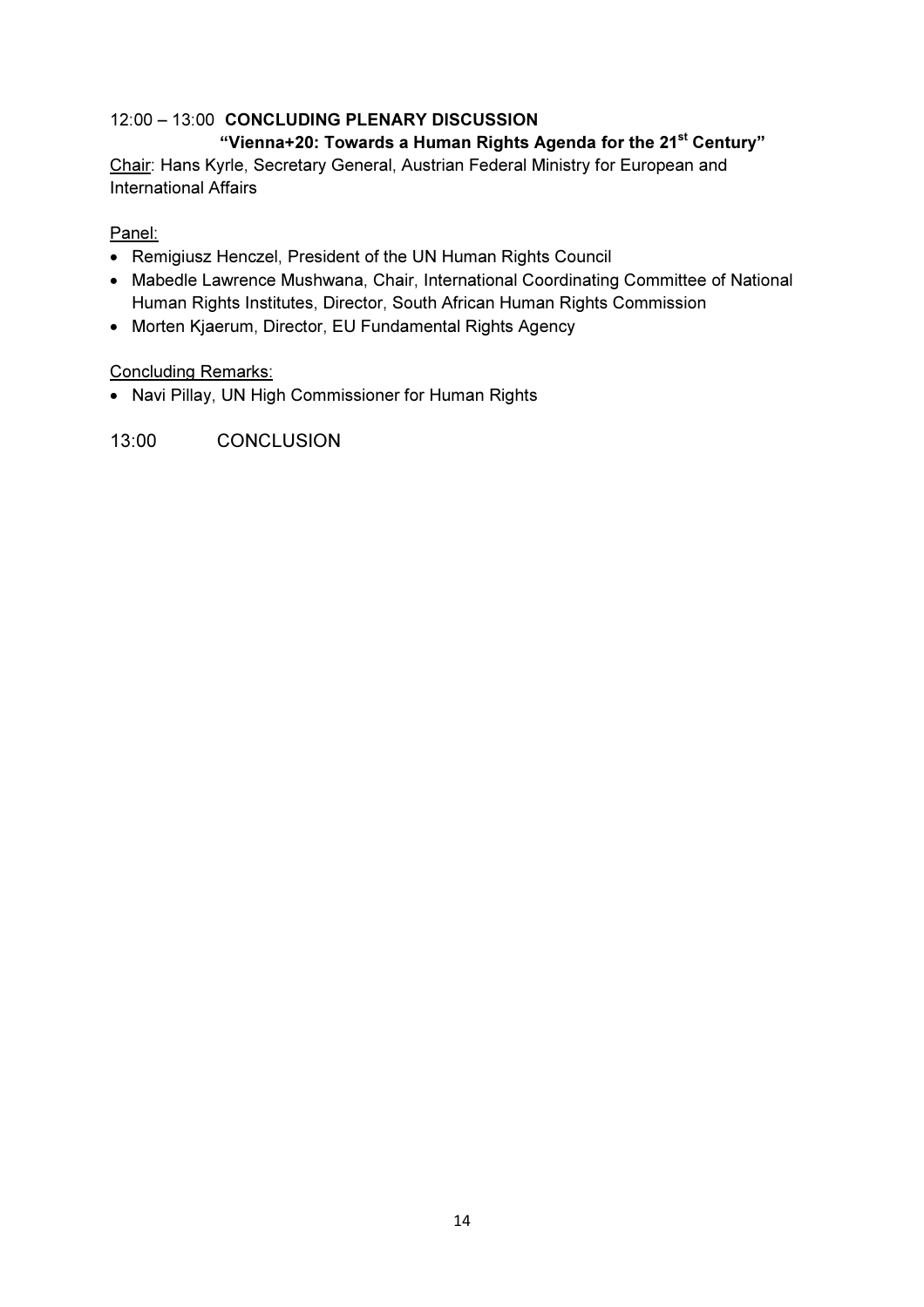12:00 – 13:00 **CONCLUDING PLENARY DISCUSSION**

**“Vienna+20: Towards a Human Rights Agenda for the 21st Century”**

Chair: Hans Kyrle, Secretary General, Austrian Federal Ministry for European and International Affairs

Panel:

- Remigiusz Henczel, President of the UN Human Rights Council
- Mabedle Lawrence Mushwana, Chair, International Coordinating Committee of National Human Rights Institutes, Director, South African Human Rights Commission
- Morten Kjaerum, Director, EU Fundamental Rights Agency

Concluding Remarks:

- Navi Pillay, UN High Commissioner for Human Rights

13:00 CONCLUSION